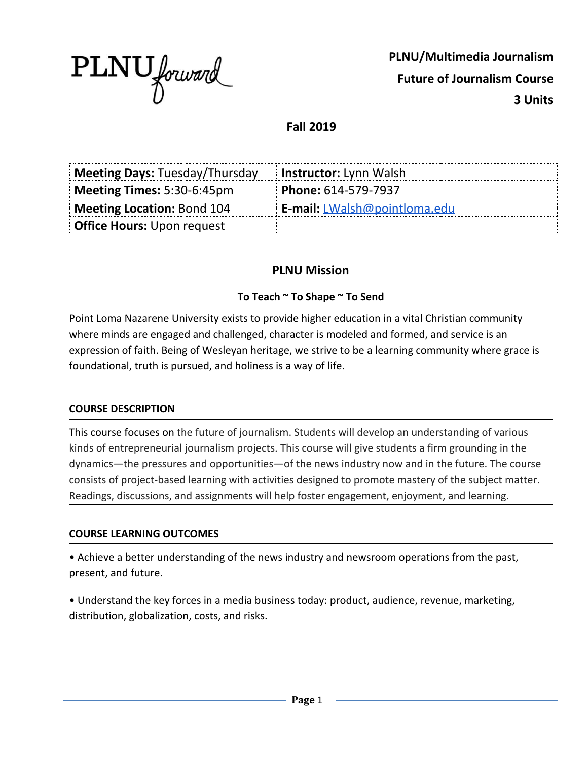PLNU*forward*

**PLNU/Multimedia Journalism**

**Future of Journalism Course**

**3 Units**

**Fall 2019**

| **Meeting Days:** Tuesday/Thursday | **Instructor:** Lynn Walsh |
| --- | --- |
| **Meeting Times:** 5:30-6:45pm | **Phone:** 614-579-7937 |
| **Meeting Location:** Bond 104 | **E-mail:** LWalsh@pointloma.edu |
| **Office Hours:** Upon request | |

## PLNU Mission

**To Teach ~ To Shape ~ To Send**

Point Loma Nazarene University exists to provide higher education in a vital Christian community where minds are engaged and challenged, character is modeled and formed, and service is an expression of faith. Being of Wesleyan heritage, we strive to be a learning community where grace is foundational, truth is pursued, and holiness is a way of life.

### COURSE DESCRIPTION

This course focuses on the future of journalism. Students will develop an understanding of various kinds of entrepreneurial journalism projects. This course will give students a firm grounding in the dynamics—the pressures and opportunities—of the news industry now and in the future. The course consists of project-based learning with activities designed to promote mastery of the subject matter. Readings, discussions, and assignments will help foster engagement, enjoyment, and learning.

### COURSE LEARNING OUTCOMES

- Achieve a better understanding of the news industry and newsroom operations from the past, present, and future.
- Understand the key forces in a media business today: product, audience, revenue, marketing, distribution, globalization, costs, and risks.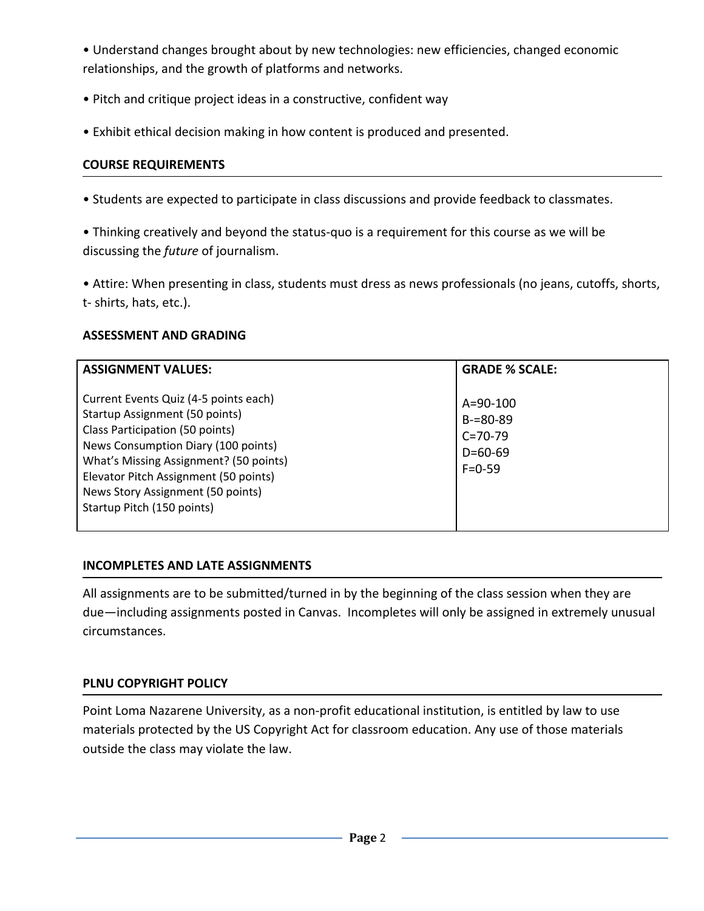• Understand changes brought about by new technologies: new efficiencies, changed economic relationships, and the growth of platforms and networks.

• Pitch and critique project ideas in a constructive, confident way

• Exhibit ethical decision making in how content is produced and presented.

## COURSE REQUIREMENTS

• Students are expected to participate in class discussions and provide feedback to classmates.

• Thinking creatively and beyond the status-quo is a requirement for this course as we will be discussing the *future* of journalism.

• Attire: When presenting in class, students must dress as news professionals (no jeans, cutoffs, shorts, t- shirts, hats, etc.).

## ASSESSMENT AND GRADING

| ASSIGNMENT VALUES: | GRADE % SCALE: |
|---|---|
| Current Events Quiz (4-5 points each)<br>Startup Assignment (50 points)<br>Class Participation (50 points)<br>News Consumption Diary (100 points)<br>What's Missing Assignment? (50 points)<br>Elevator Pitch Assignment (50 points)<br>News Story Assignment (50 points)<br>Startup Pitch (150 points) | A=90-100<br>B-=80-89<br>C=70-79<br>D=60-69<br>F=0-59 |

## INCOMPLETES AND LATE ASSIGNMENTS

All assignments are to be submitted/turned in by the beginning of the class session when they are due—including assignments posted in Canvas. Incompletes will only be assigned in extremely unusual circumstances.

## PLNU COPYRIGHT POLICY

Point Loma Nazarene University, as a non-profit educational institution, is entitled by law to use materials protected by the US Copyright Act for classroom education. Any use of those materials outside the class may violate the law.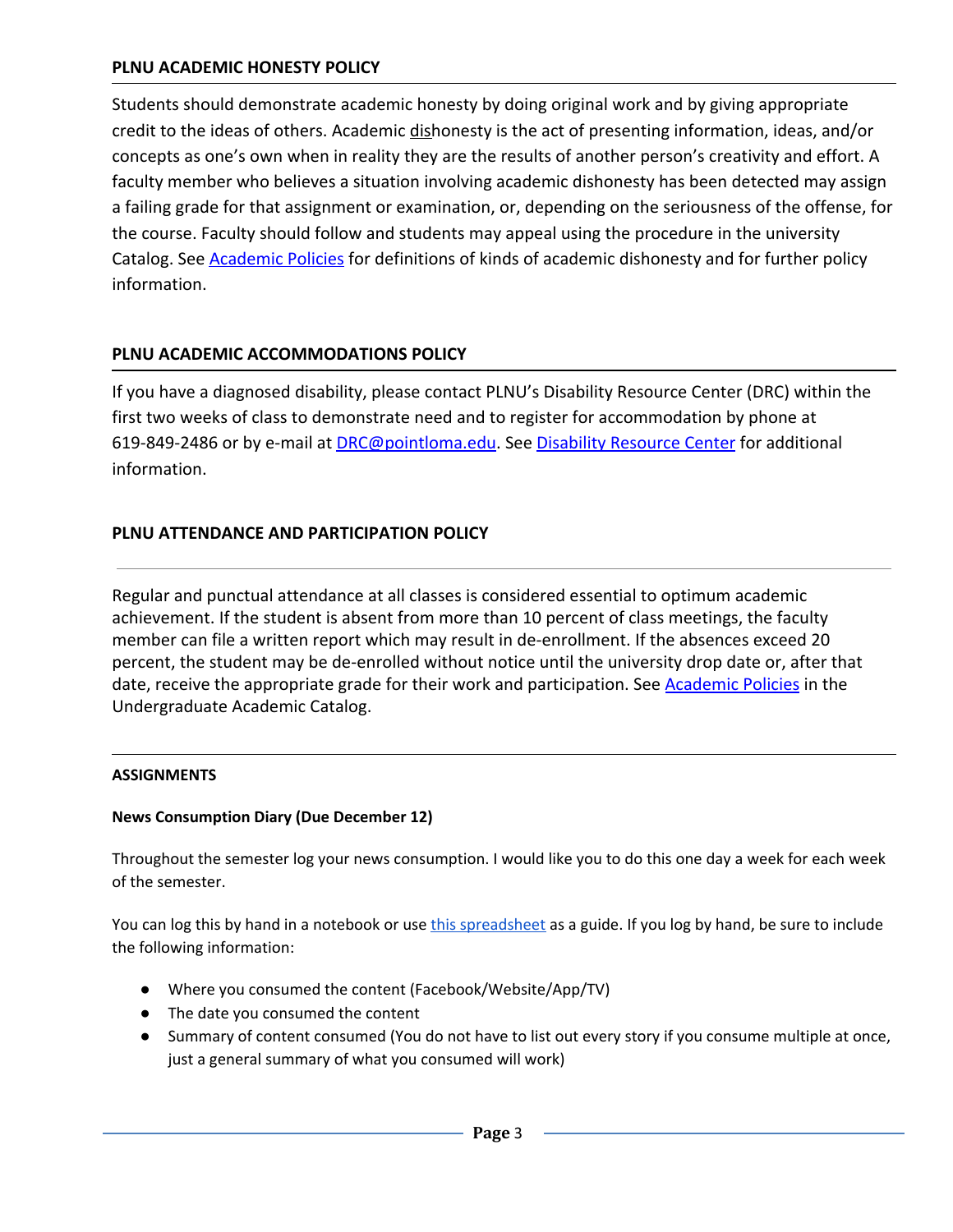## PLNU ACADEMIC HONESTY POLICY

Students should demonstrate academic honesty by doing original work and by giving appropriate credit to the ideas of others. Academic dishonesty is the act of presenting information, ideas, and/or concepts as one's own when in reality they are the results of another person's creativity and effort. A faculty member who believes a situation involving academic dishonesty has been detected may assign a failing grade for that assignment or examination, or, depending on the seriousness of the offense, for the course. Faculty should follow and students may appeal using the procedure in the university Catalog. See Academic Policies for definitions of kinds of academic dishonesty and for further policy information.

## PLNU ACADEMIC ACCOMMODATIONS POLICY

If you have a diagnosed disability, please contact PLNU's Disability Resource Center (DRC) within the first two weeks of class to demonstrate need and to register for accommodation by phone at 619-849-2486 or by e-mail at DRC@pointloma.edu. See Disability Resource Center for additional information.

## PLNU ATTENDANCE AND PARTICIPATION POLICY

Regular and punctual attendance at all classes is considered essential to optimum academic achievement. If the student is absent from more than 10 percent of class meetings, the faculty member can file a written report which may result in de-enrollment. If the absences exceed 20 percent, the student may be de-enrolled without notice until the university drop date or, after that date, receive the appropriate grade for their work and participation. See Academic Policies in the Undergraduate Academic Catalog.

## ASSIGNMENTS

### News Consumption Diary (Due December 12)

Throughout the semester log your news consumption. I would like you to do this one day a week for each week of the semester.

You can log this by hand in a notebook or use this spreadsheet as a guide. If you log by hand, be sure to include the following information:

- Where you consumed the content (Facebook/Website/App/TV)
- The date you consumed the content
- Summary of content consumed (You do not have to list out every story if you consume multiple at once, just a general summary of what you consumed will work)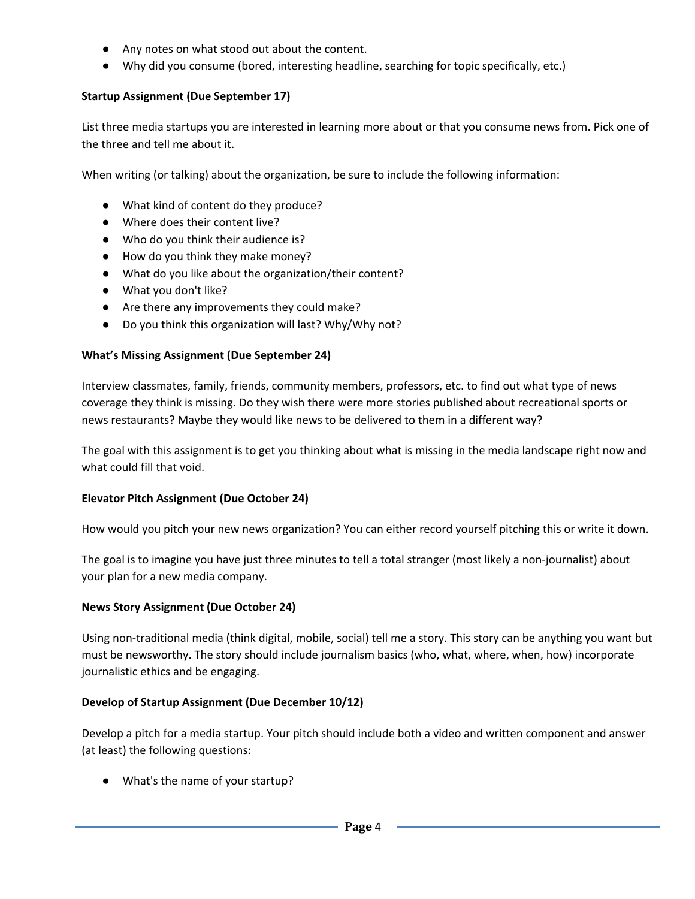- Any notes on what stood out about the content.
- Why did you consume (bored, interesting headline, searching for topic specifically, etc.)

**Startup Assignment (Due September 17)**

List three media startups you are interested in learning more about or that you consume news from. Pick one of the three and tell me about it.

When writing (or talking) about the organization, be sure to include the following information:

- What kind of content do they produce?
- Where does their content live?
- Who do you think their audience is?
- How do you think they make money?
- What do you like about the organization/their content?
- What you don't like?
- Are there any improvements they could make?
- Do you think this organization will last? Why/Why not?

**What's Missing Assignment (Due September 24)**

Interview classmates, family, friends, community members, professors, etc. to find out what type of news coverage they think is missing. Do they wish there were more stories published about recreational sports or news restaurants? Maybe they would like news to be delivered to them in a different way?

The goal with this assignment is to get you thinking about what is missing in the media landscape right now and what could fill that void.

**Elevator Pitch Assignment (Due October 24)**

How would you pitch your new news organization? You can either record yourself pitching this or write it down.

The goal is to imagine you have just three minutes to tell a total stranger (most likely a non-journalist) about your plan for a new media company.

**News Story Assignment (Due October 24)**

Using non-traditional media (think digital, mobile, social) tell me a story. This story can be anything you want but must be newsworthy. The story should include journalism basics (who, what, where, when, how) incorporate journalistic ethics and be engaging.

**Develop of Startup Assignment (Due December 10/12)**

Develop a pitch for a media startup. Your pitch should include both a video and written component and answer (at least) the following questions:

- What's the name of your startup?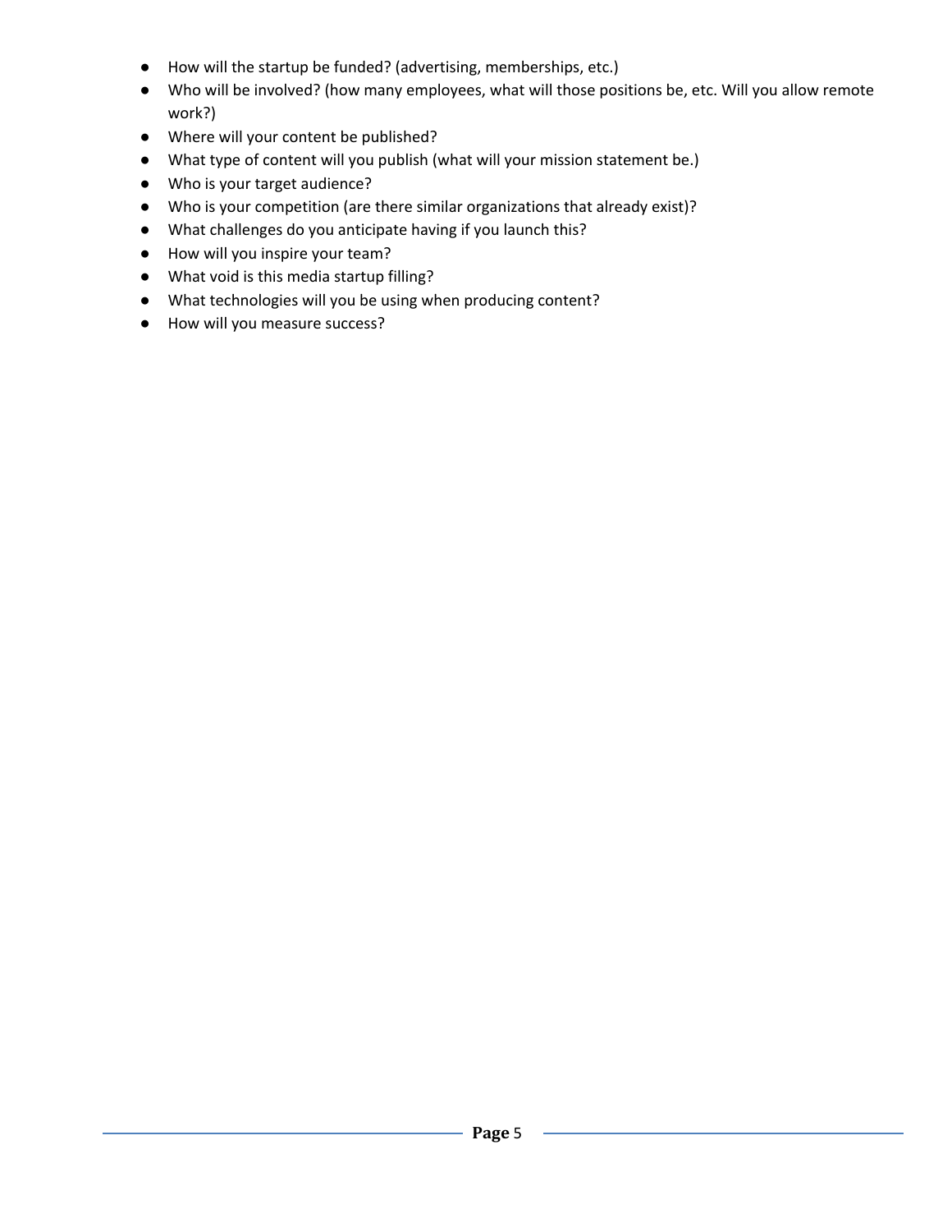- How will the startup be funded? (advertising, memberships, etc.)
- Who will be involved? (how many employees, what will those positions be, etc. Will you allow remote work?)
- Where will your content be published?
- What type of content will you publish (what will your mission statement be.)
- Who is your target audience?
- Who is your competition (are there similar organizations that already exist)?
- What challenges do you anticipate having if you launch this?
- How will you inspire your team?
- What void is this media startup filling?
- What technologies will you be using when producing content?
- How will you measure success?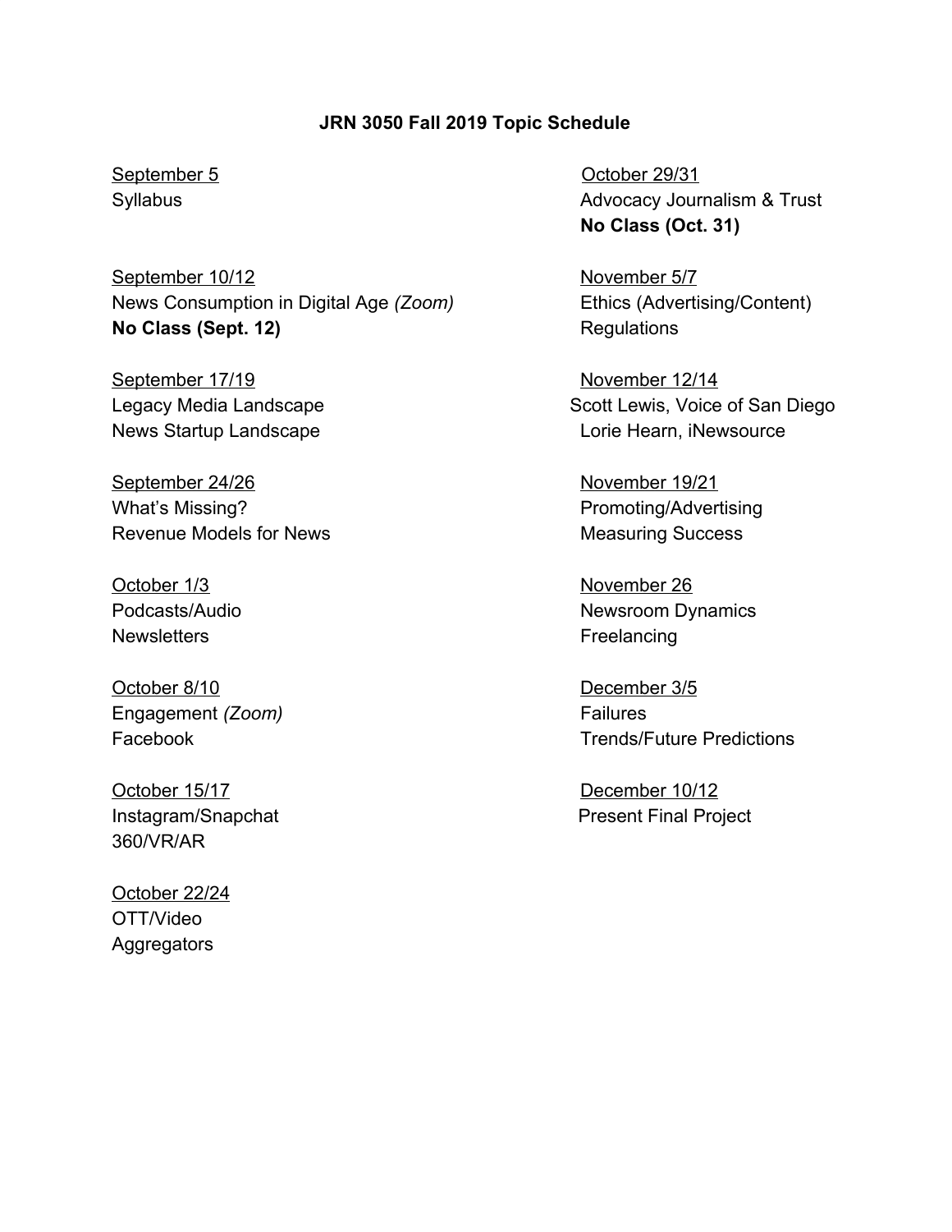**JRN 3050 Fall 2019 Topic Schedule**

September 5
Syllabus

September 10/12
News Consumption in Digital Age *(Zoom)*
**No Class (Sept. 12)**

September 17/19
Legacy Media Landscape
News Startup Landscape

September 24/26
What's Missing?
Revenue Models for News

October 1/3
Podcasts/Audio
Newsletters

October 8/10
Engagement *(Zoom)*
Facebook

October 15/17
Instagram/Snapchat
360/VR/AR

October 22/24
OTT/Video
Aggregators

October 29/31
Advocacy Journalism & Trust
**No Class (Oct. 31)**

November 5/7
Ethics (Advertising/Content)
Regulations

November 12/14
Scott Lewis, Voice of San Diego
Lorie Hearn, iNewsource

November 19/21
Promoting/Advertising
Measuring Success

November 26
Newsroom Dynamics
Freelancing

December 3/5
Failures
Trends/Future Predictions

December 10/12
Present Final Project